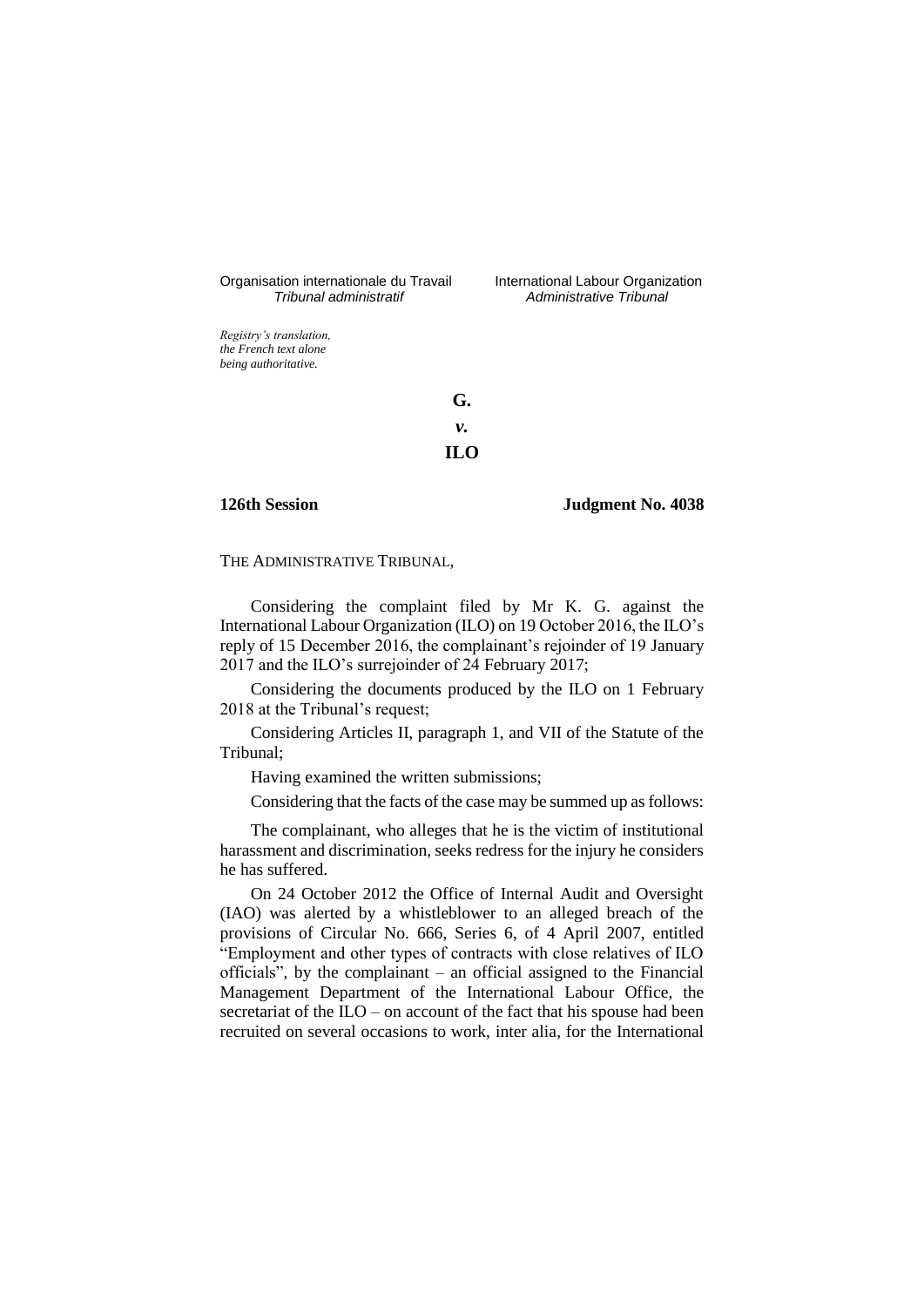Organisation internationale du Travail
*Tribunal administratif*

International Labour Organization
*Administrative Tribunal*

*Registry's translation, the French text alone being authoritative.*

**G.**

***v.***

**ILO**

**126th Session** **Judgment No. 4038**

THE ADMINISTRATIVE TRIBUNAL,

Considering the complaint filed by Mr K. G. against the International Labour Organization (ILO) on 19 October 2016, the ILO's reply of 15 December 2016, the complainant's rejoinder of 19 January 2017 and the ILO's surrejoinder of 24 February 2017;

Considering the documents produced by the ILO on 1 February 2018 at the Tribunal's request;

Considering Articles II, paragraph 1, and VII of the Statute of the Tribunal;

Having examined the written submissions;

Considering that the facts of the case may be summed up as follows:

The complainant, who alleges that he is the victim of institutional harassment and discrimination, seeks redress for the injury he considers he has suffered.

On 24 October 2012 the Office of Internal Audit and Oversight (IAO) was alerted by a whistleblower to an alleged breach of the provisions of Circular No. 666, Series 6, of 4 April 2007, entitled "Employment and other types of contracts with close relatives of ILO officials", by the complainant – an official assigned to the Financial Management Department of the International Labour Office, the secretariat of the ILO – on account of the fact that his spouse had been recruited on several occasions to work, inter alia, for the International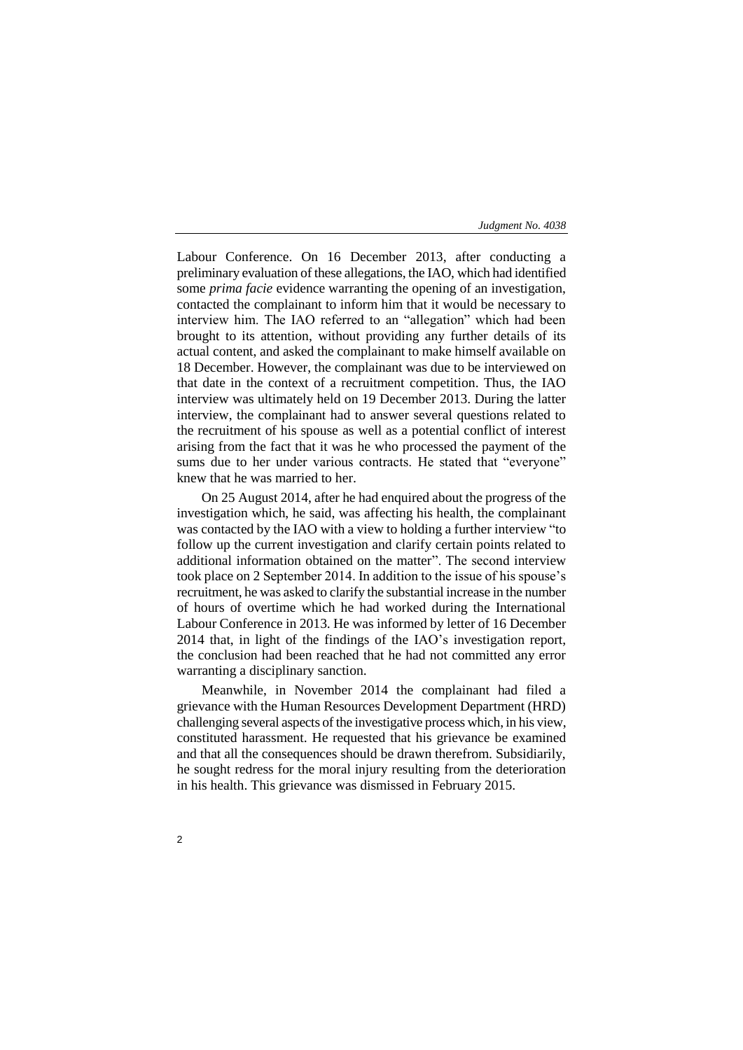Labour Conference. On 16 December 2013, after conducting a preliminary evaluation of these allegations, the IAO, which had identified some *prima facie* evidence warranting the opening of an investigation, contacted the complainant to inform him that it would be necessary to interview him. The IAO referred to an "allegation" which had been brought to its attention, without providing any further details of its actual content, and asked the complainant to make himself available on 18 December. However, the complainant was due to be interviewed on that date in the context of a recruitment competition. Thus, the IAO interview was ultimately held on 19 December 2013. During the latter interview, the complainant had to answer several questions related to the recruitment of his spouse as well as a potential conflict of interest arising from the fact that it was he who processed the payment of the sums due to her under various contracts. He stated that "everyone" knew that he was married to her.

On 25 August 2014, after he had enquired about the progress of the investigation which, he said, was affecting his health, the complainant was contacted by the IAO with a view to holding a further interview "to follow up the current investigation and clarify certain points related to additional information obtained on the matter". The second interview took place on 2 September 2014. In addition to the issue of his spouse's recruitment, he was asked to clarify the substantial increase in the number of hours of overtime which he had worked during the International Labour Conference in 2013. He was informed by letter of 16 December 2014 that, in light of the findings of the IAO's investigation report, the conclusion had been reached that he had not committed any error warranting a disciplinary sanction.

Meanwhile, in November 2014 the complainant had filed a grievance with the Human Resources Development Department (HRD) challenging several aspects of the investigative process which, in his view, constituted harassment. He requested that his grievance be examined and that all the consequences should be drawn therefrom. Subsidiarily, he sought redress for the moral injury resulting from the deterioration in his health. This grievance was dismissed in February 2015.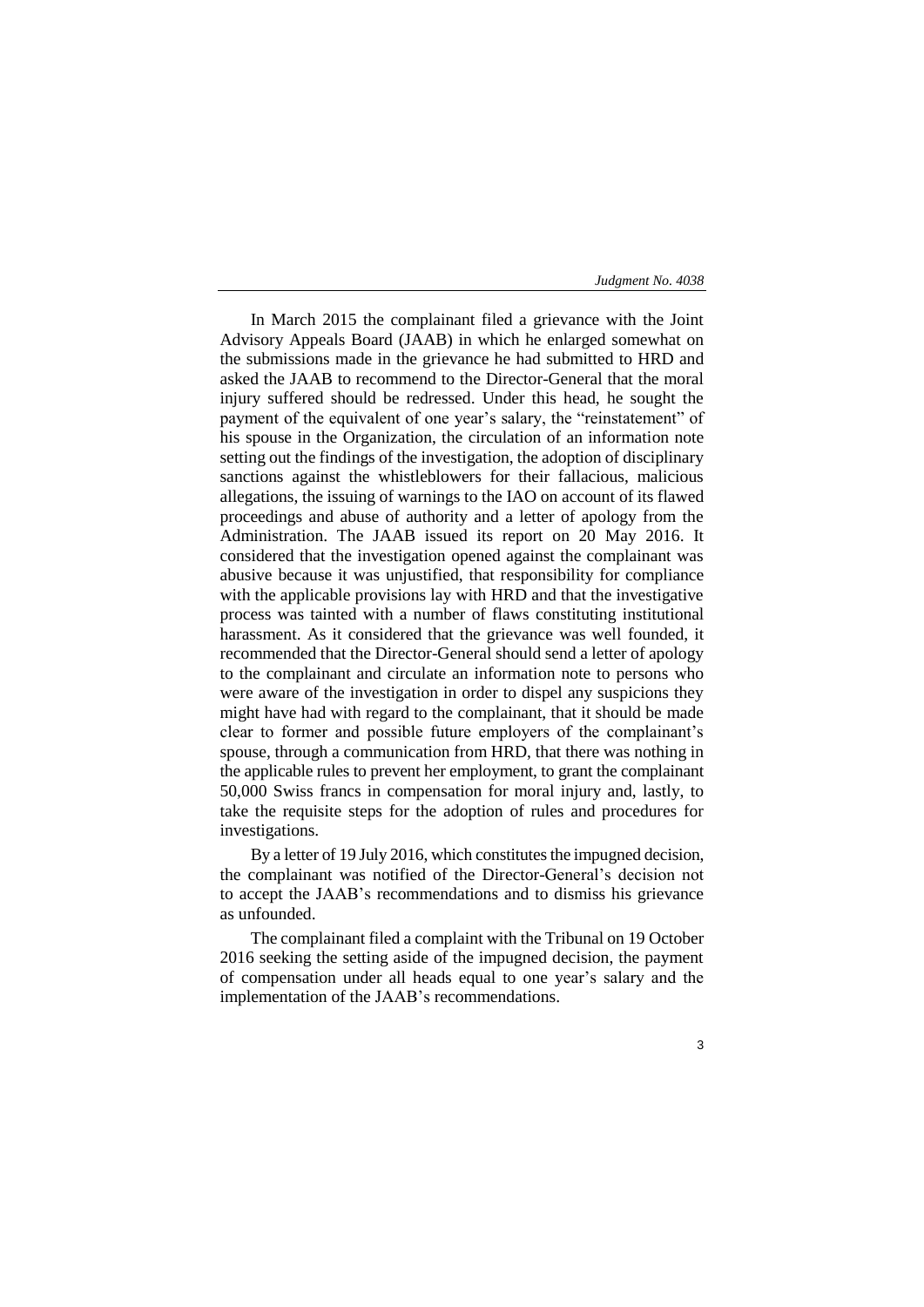In March 2015 the complainant filed a grievance with the Joint Advisory Appeals Board (JAAB) in which he enlarged somewhat on the submissions made in the grievance he had submitted to HRD and asked the JAAB to recommend to the Director-General that the moral injury suffered should be redressed. Under this head, he sought the payment of the equivalent of one year's salary, the "reinstatement" of his spouse in the Organization, the circulation of an information note setting out the findings of the investigation, the adoption of disciplinary sanctions against the whistleblowers for their fallacious, malicious allegations, the issuing of warnings to the IAO on account of its flawed proceedings and abuse of authority and a letter of apology from the Administration. The JAAB issued its report on 20 May 2016. It considered that the investigation opened against the complainant was abusive because it was unjustified, that responsibility for compliance with the applicable provisions lay with HRD and that the investigative process was tainted with a number of flaws constituting institutional harassment. As it considered that the grievance was well founded, it recommended that the Director-General should send a letter of apology to the complainant and circulate an information note to persons who were aware of the investigation in order to dispel any suspicions they might have had with regard to the complainant, that it should be made clear to former and possible future employers of the complainant's spouse, through a communication from HRD, that there was nothing in the applicable rules to prevent her employment, to grant the complainant 50,000 Swiss francs in compensation for moral injury and, lastly, to take the requisite steps for the adoption of rules and procedures for investigations.

By a letter of 19 July 2016, which constitutes the impugned decision, the complainant was notified of the Director-General's decision not to accept the JAAB's recommendations and to dismiss his grievance as unfounded.

The complainant filed a complaint with the Tribunal on 19 October 2016 seeking the setting aside of the impugned decision, the payment of compensation under all heads equal to one year's salary and the implementation of the JAAB's recommendations.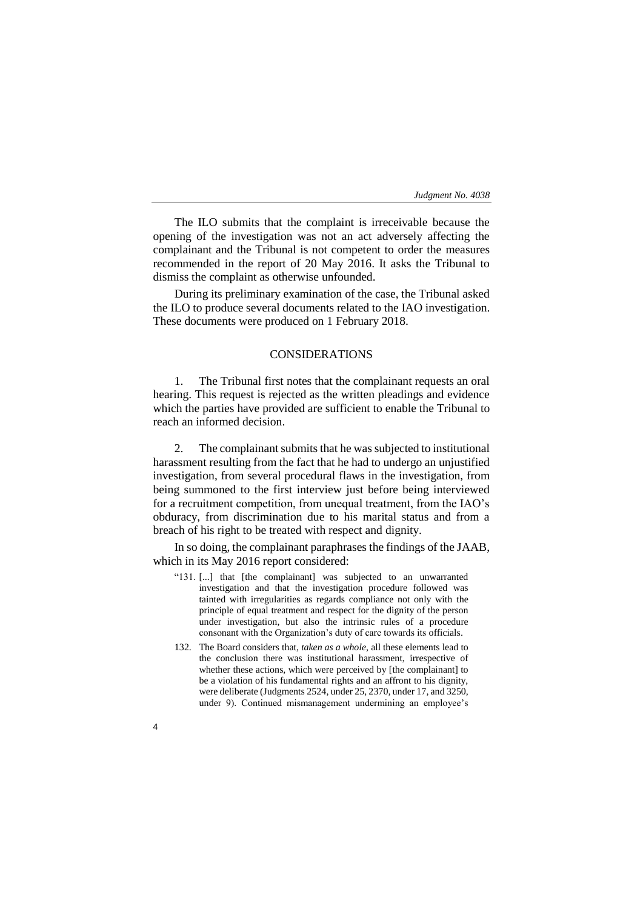The ILO submits that the complaint is irreceivable because the opening of the investigation was not an act adversely affecting the complainant and the Tribunal is not competent to order the measures recommended in the report of 20 May 2016. It asks the Tribunal to dismiss the complaint as otherwise unfounded.

During its preliminary examination of the case, the Tribunal asked the ILO to produce several documents related to the IAO investigation. These documents were produced on 1 February 2018.

## CONSIDERATIONS

1. The Tribunal first notes that the complainant requests an oral hearing. This request is rejected as the written pleadings and evidence which the parties have provided are sufficient to enable the Tribunal to reach an informed decision.

2. The complainant submits that he was subjected to institutional harassment resulting from the fact that he had to undergo an unjustified investigation, from several procedural flaws in the investigation, from being summoned to the first interview just before being interviewed for a recruitment competition, from unequal treatment, from the IAO's obduracy, from discrimination due to his marital status and from a breach of his right to be treated with respect and dignity.

In so doing, the complainant paraphrases the findings of the JAAB, which in its May 2016 report considered:

> "131. [...] that [the complainant] was subjected to an unwarranted investigation and that the investigation procedure followed was tainted with irregularities as regards compliance not only with the principle of equal treatment and respect for the dignity of the person under investigation, but also the intrinsic rules of a procedure consonant with the Organization's duty of care towards its officials.
>
> 132. The Board considers that, *taken as a whole*, all these elements lead to the conclusion there was institutional harassment, irrespective of whether these actions, which were perceived by [the complainant] to be a violation of his fundamental rights and an affront to his dignity, were deliberate (Judgments 2524, under 25, 2370, under 17, and 3250, under 9). Continued mismanagement undermining an employee's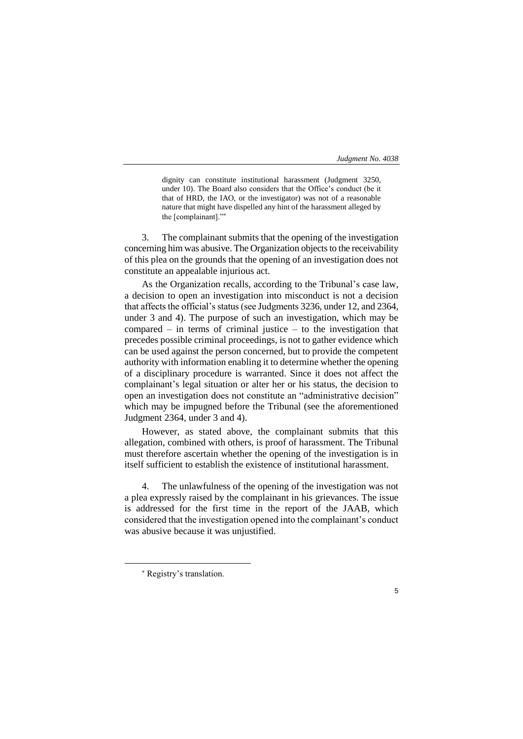> dignity can constitute institutional harassment (Judgment 3250, under 10). The Board also considers that the Office's conduct (be it that of HRD, the IAO, or the investigator) was not of a reasonable nature that might have dispelled any hint of the harassment alleged by the [complainant]."*

3. The complainant submits that the opening of the investigation concerning him was abusive. The Organization objects to the receivability of this plea on the grounds that the opening of an investigation does not constitute an appealable injurious act.

As the Organization recalls, according to the Tribunal's case law, a decision to open an investigation into misconduct is not a decision that affects the official's status (see Judgments 3236, under 12, and 2364, under 3 and 4). The purpose of such an investigation, which may be compared – in terms of criminal justice – to the investigation that precedes possible criminal proceedings, is not to gather evidence which can be used against the person concerned, but to provide the competent authority with information enabling it to determine whether the opening of a disciplinary procedure is warranted. Since it does not affect the complainant's legal situation or alter her or his status, the decision to open an investigation does not constitute an "administrative decision" which may be impugned before the Tribunal (see the aforementioned Judgment 2364, under 3 and 4).

However, as stated above, the complainant submits that this allegation, combined with others, is proof of harassment. The Tribunal must therefore ascertain whether the opening of the investigation is in itself sufficient to establish the existence of institutional harassment.

4. The unlawfulness of the opening of the investigation was not a plea expressly raised by the complainant in his grievances. The issue is addressed for the first time in the report of the JAAB, which considered that the investigation opened into the complainant's conduct was abusive because it was unjustified.

---

* Registry's translation.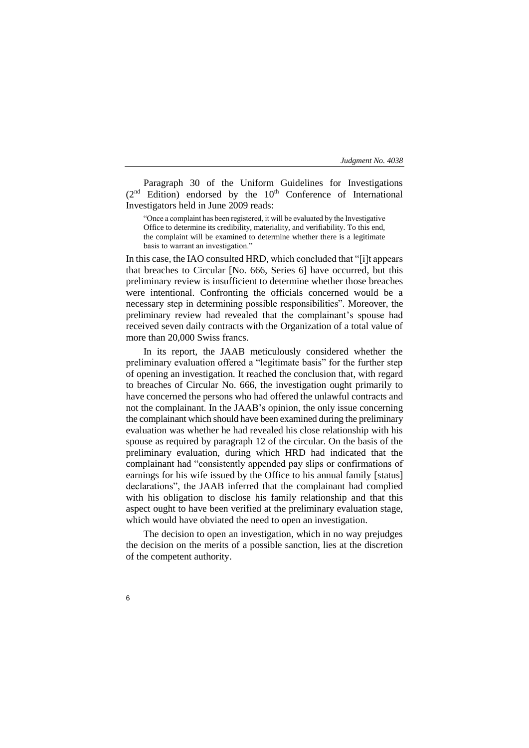Paragraph 30 of the Uniform Guidelines for Investigations (2nd Edition) endorsed by the 10th Conference of International Investigators held in June 2009 reads:

> "Once a complaint has been registered, it will be evaluated by the Investigative Office to determine its credibility, materiality, and verifiability. To this end, the complaint will be examined to determine whether there is a legitimate basis to warrant an investigation."

In this case, the IAO consulted HRD, which concluded that "[i]t appears that breaches to Circular [No. 666, Series 6] have occurred, but this preliminary review is insufficient to determine whether those breaches were intentional. Confronting the officials concerned would be a necessary step in determining possible responsibilities". Moreover, the preliminary review had revealed that the complainant's spouse had received seven daily contracts with the Organization of a total value of more than 20,000 Swiss francs.

In its report, the JAAB meticulously considered whether the preliminary evaluation offered a "legitimate basis" for the further step of opening an investigation. It reached the conclusion that, with regard to breaches of Circular No. 666, the investigation ought primarily to have concerned the persons who had offered the unlawful contracts and not the complainant. In the JAAB's opinion, the only issue concerning the complainant which should have been examined during the preliminary evaluation was whether he had revealed his close relationship with his spouse as required by paragraph 12 of the circular. On the basis of the preliminary evaluation, during which HRD had indicated that the complainant had "consistently appended pay slips or confirmations of earnings for his wife issued by the Office to his annual family [status] declarations", the JAAB inferred that the complainant had complied with his obligation to disclose his family relationship and that this aspect ought to have been verified at the preliminary evaluation stage, which would have obviated the need to open an investigation.

The decision to open an investigation, which in no way prejudges the decision on the merits of a possible sanction, lies at the discretion of the competent authority.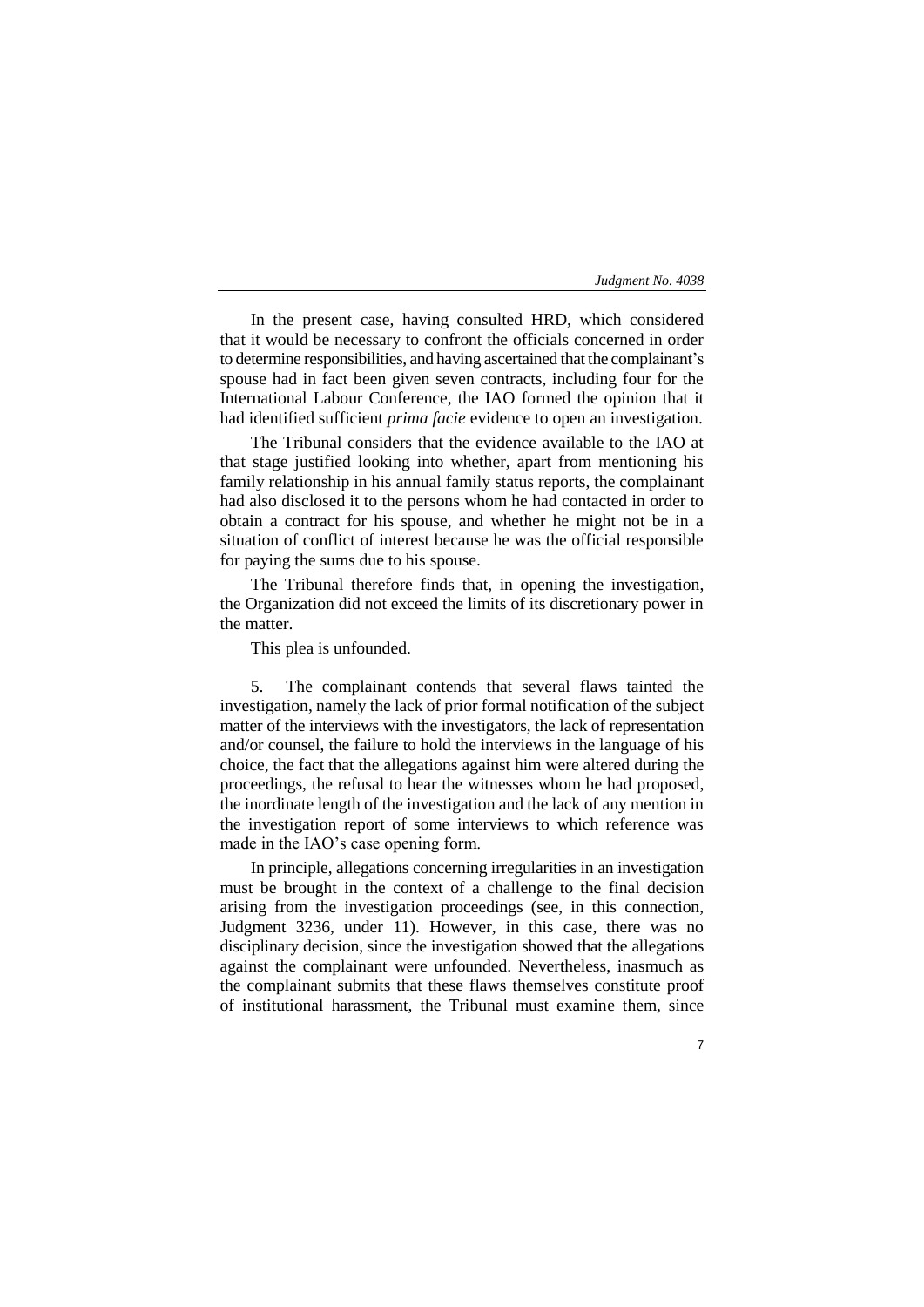In the present case, having consulted HRD, which considered that it would be necessary to confront the officials concerned in order to determine responsibilities, and having ascertained that the complainant's spouse had in fact been given seven contracts, including four for the International Labour Conference, the IAO formed the opinion that it had identified sufficient *prima facie* evidence to open an investigation.

The Tribunal considers that the evidence available to the IAO at that stage justified looking into whether, apart from mentioning his family relationship in his annual family status reports, the complainant had also disclosed it to the persons whom he had contacted in order to obtain a contract for his spouse, and whether he might not be in a situation of conflict of interest because he was the official responsible for paying the sums due to his spouse.

The Tribunal therefore finds that, in opening the investigation, the Organization did not exceed the limits of its discretionary power in the matter.

This plea is unfounded.

5. The complainant contends that several flaws tainted the investigation, namely the lack of prior formal notification of the subject matter of the interviews with the investigators, the lack of representation and/or counsel, the failure to hold the interviews in the language of his choice, the fact that the allegations against him were altered during the proceedings, the refusal to hear the witnesses whom he had proposed, the inordinate length of the investigation and the lack of any mention in the investigation report of some interviews to which reference was made in the IAO's case opening form.

In principle, allegations concerning irregularities in an investigation must be brought in the context of a challenge to the final decision arising from the investigation proceedings (see, in this connection, Judgment 3236, under 11). However, in this case, there was no disciplinary decision, since the investigation showed that the allegations against the complainant were unfounded. Nevertheless, inasmuch as the complainant submits that these flaws themselves constitute proof of institutional harassment, the Tribunal must examine them, since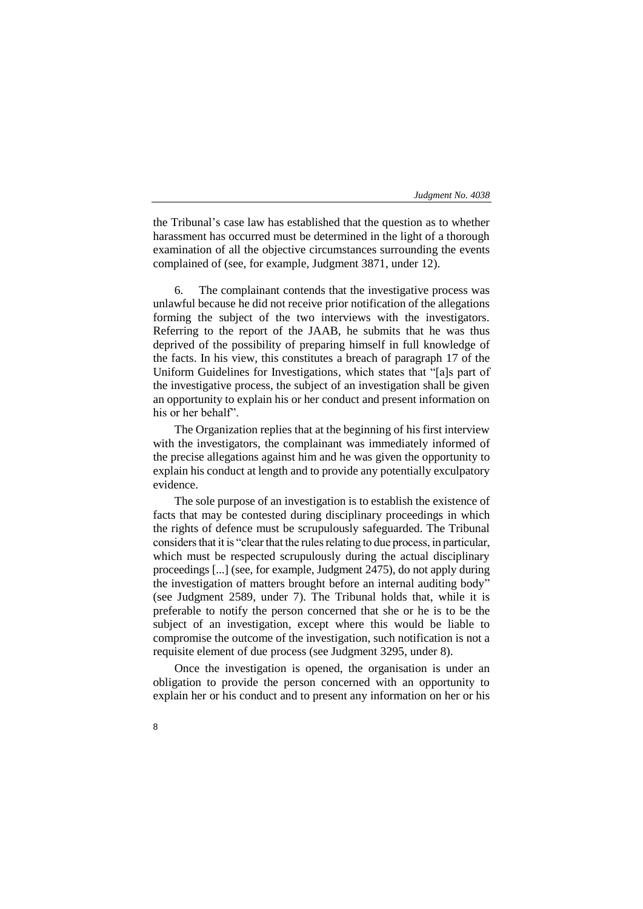the Tribunal's case law has established that the question as to whether harassment has occurred must be determined in the light of a thorough examination of all the objective circumstances surrounding the events complained of (see, for example, Judgment 3871, under 12).

6. The complainant contends that the investigative process was unlawful because he did not receive prior notification of the allegations forming the subject of the two interviews with the investigators. Referring to the report of the JAAB, he submits that he was thus deprived of the possibility of preparing himself in full knowledge of the facts. In his view, this constitutes a breach of paragraph 17 of the Uniform Guidelines for Investigations, which states that "[a]s part of the investigative process, the subject of an investigation shall be given an opportunity to explain his or her conduct and present information on his or her behalf".

The Organization replies that at the beginning of his first interview with the investigators, the complainant was immediately informed of the precise allegations against him and he was given the opportunity to explain his conduct at length and to provide any potentially exculpatory evidence.

The sole purpose of an investigation is to establish the existence of facts that may be contested during disciplinary proceedings in which the rights of defence must be scrupulously safeguarded. The Tribunal considers that it is "clear that the rules relating to due process, in particular, which must be respected scrupulously during the actual disciplinary proceedings [...] (see, for example, Judgment 2475), do not apply during the investigation of matters brought before an internal auditing body" (see Judgment 2589, under 7). The Tribunal holds that, while it is preferable to notify the person concerned that she or he is to be the subject of an investigation, except where this would be liable to compromise the outcome of the investigation, such notification is not a requisite element of due process (see Judgment 3295, under 8).

Once the investigation is opened, the organisation is under an obligation to provide the person concerned with an opportunity to explain her or his conduct and to present any information on her or his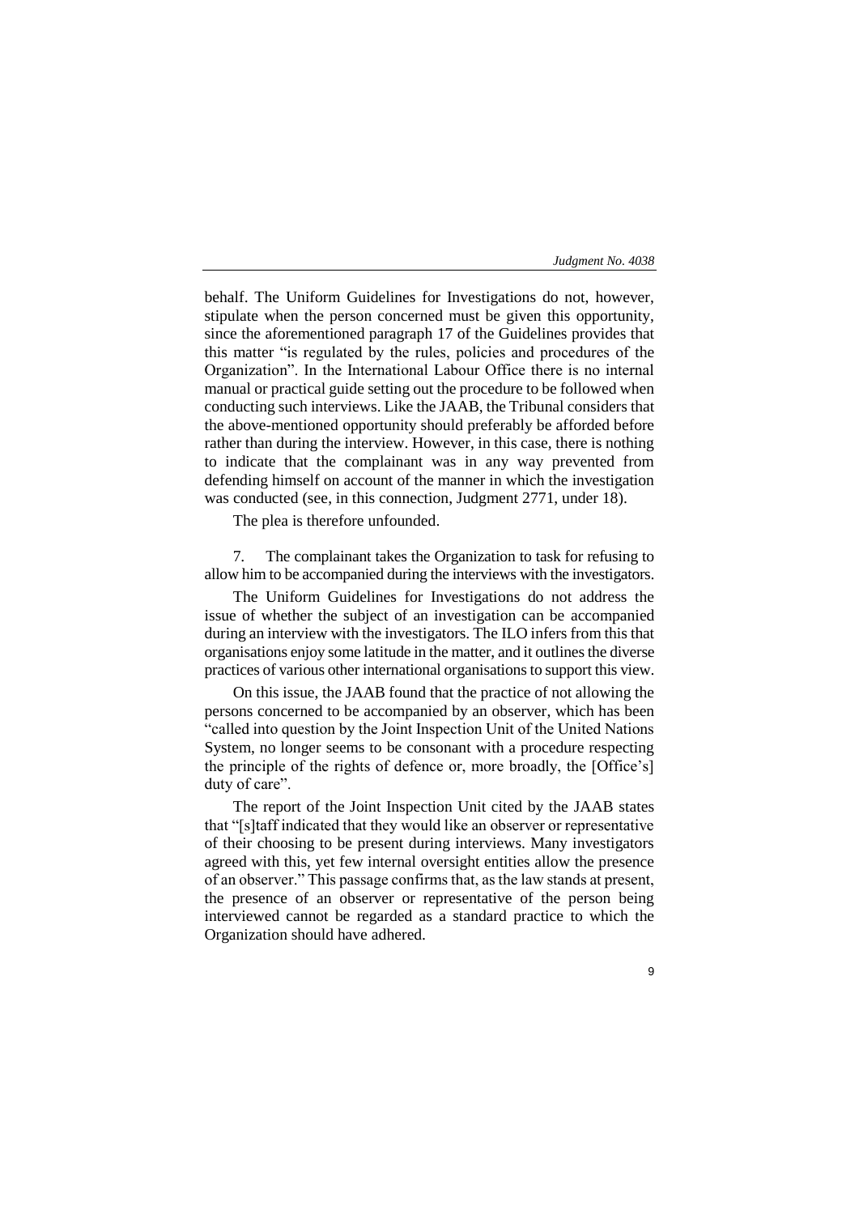behalf. The Uniform Guidelines for Investigations do not, however, stipulate when the person concerned must be given this opportunity, since the aforementioned paragraph 17 of the Guidelines provides that this matter "is regulated by the rules, policies and procedures of the Organization". In the International Labour Office there is no internal manual or practical guide setting out the procedure to be followed when conducting such interviews. Like the JAAB, the Tribunal considers that the above-mentioned opportunity should preferably be afforded before rather than during the interview. However, in this case, there is nothing to indicate that the complainant was in any way prevented from defending himself on account of the manner in which the investigation was conducted (see, in this connection, Judgment 2771, under 18).

The plea is therefore unfounded.

7. The complainant takes the Organization to task for refusing to allow him to be accompanied during the interviews with the investigators.

The Uniform Guidelines for Investigations do not address the issue of whether the subject of an investigation can be accompanied during an interview with the investigators. The ILO infers from this that organisations enjoy some latitude in the matter, and it outlines the diverse practices of various other international organisations to support this view.

On this issue, the JAAB found that the practice of not allowing the persons concerned to be accompanied by an observer, which has been "called into question by the Joint Inspection Unit of the United Nations System, no longer seems to be consonant with a procedure respecting the principle of the rights of defence or, more broadly, the [Office's] duty of care".

The report of the Joint Inspection Unit cited by the JAAB states that "[s]taff indicated that they would like an observer or representative of their choosing to be present during interviews. Many investigators agreed with this, yet few internal oversight entities allow the presence of an observer." This passage confirms that, as the law stands at present, the presence of an observer or representative of the person being interviewed cannot be regarded as a standard practice to which the Organization should have adhered.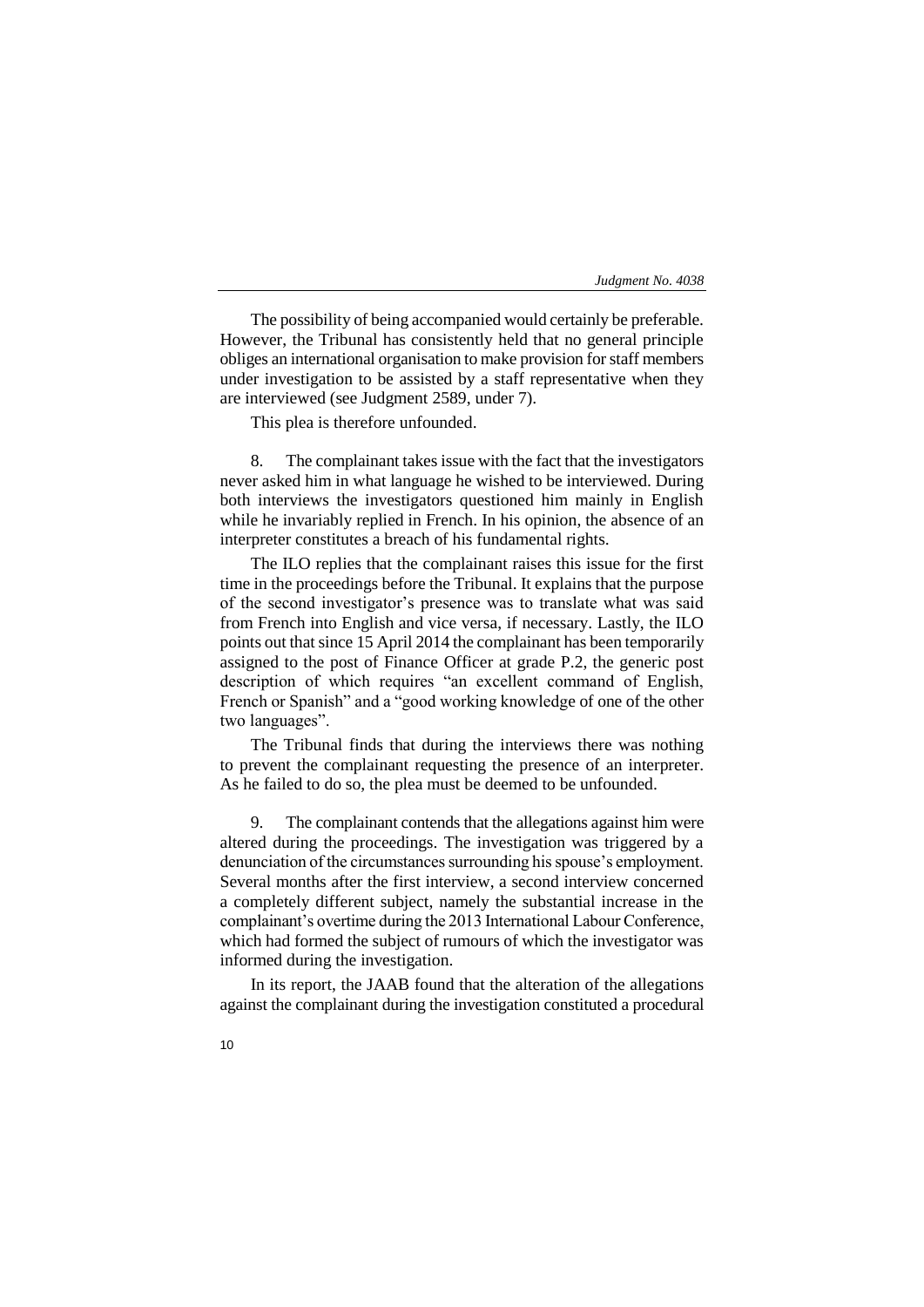The possibility of being accompanied would certainly be preferable. However, the Tribunal has consistently held that no general principle obliges an international organisation to make provision for staff members under investigation to be assisted by a staff representative when they are interviewed (see Judgment 2589, under 7).

This plea is therefore unfounded.

8. The complainant takes issue with the fact that the investigators never asked him in what language he wished to be interviewed. During both interviews the investigators questioned him mainly in English while he invariably replied in French. In his opinion, the absence of an interpreter constitutes a breach of his fundamental rights.

The ILO replies that the complainant raises this issue for the first time in the proceedings before the Tribunal. It explains that the purpose of the second investigator's presence was to translate what was said from French into English and vice versa, if necessary. Lastly, the ILO points out that since 15 April 2014 the complainant has been temporarily assigned to the post of Finance Officer at grade P.2, the generic post description of which requires "an excellent command of English, French or Spanish" and a "good working knowledge of one of the other two languages".

The Tribunal finds that during the interviews there was nothing to prevent the complainant requesting the presence of an interpreter. As he failed to do so, the plea must be deemed to be unfounded.

9. The complainant contends that the allegations against him were altered during the proceedings. The investigation was triggered by a denunciation of the circumstances surrounding his spouse's employment. Several months after the first interview, a second interview concerned a completely different subject, namely the substantial increase in the complainant's overtime during the 2013 International Labour Conference, which had formed the subject of rumours of which the investigator was informed during the investigation.

In its report, the JAAB found that the alteration of the allegations against the complainant during the investigation constituted a procedural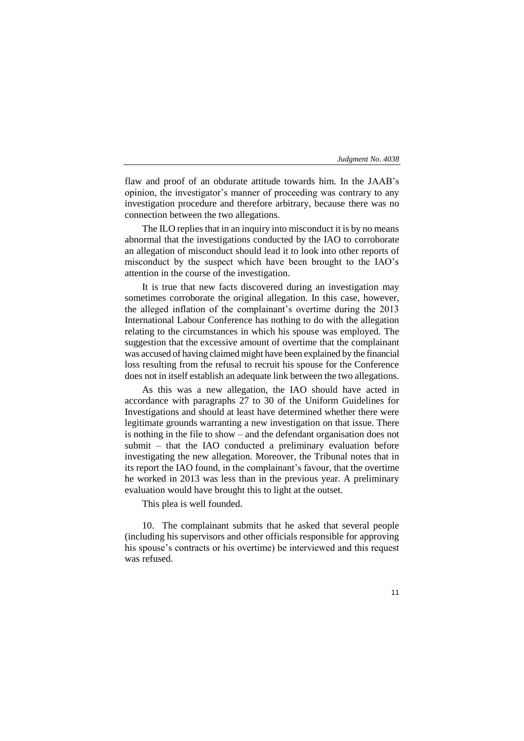flaw and proof of an obdurate attitude towards him. In the JAAB's opinion, the investigator's manner of proceeding was contrary to any investigation procedure and therefore arbitrary, because there was no connection between the two allegations.

The ILO replies that in an inquiry into misconduct it is by no means abnormal that the investigations conducted by the IAO to corroborate an allegation of misconduct should lead it to look into other reports of misconduct by the suspect which have been brought to the IAO's attention in the course of the investigation.

It is true that new facts discovered during an investigation may sometimes corroborate the original allegation. In this case, however, the alleged inflation of the complainant's overtime during the 2013 International Labour Conference has nothing to do with the allegation relating to the circumstances in which his spouse was employed. The suggestion that the excessive amount of overtime that the complainant was accused of having claimed might have been explained by the financial loss resulting from the refusal to recruit his spouse for the Conference does not in itself establish an adequate link between the two allegations.

As this was a new allegation, the IAO should have acted in accordance with paragraphs 27 to 30 of the Uniform Guidelines for Investigations and should at least have determined whether there were legitimate grounds warranting a new investigation on that issue. There is nothing in the file to show – and the defendant organisation does not submit – that the IAO conducted a preliminary evaluation before investigating the new allegation. Moreover, the Tribunal notes that in its report the IAO found, in the complainant's favour, that the overtime he worked in 2013 was less than in the previous year. A preliminary evaluation would have brought this to light at the outset.

This plea is well founded.

10. The complainant submits that he asked that several people (including his supervisors and other officials responsible for approving his spouse's contracts or his overtime) be interviewed and this request was refused.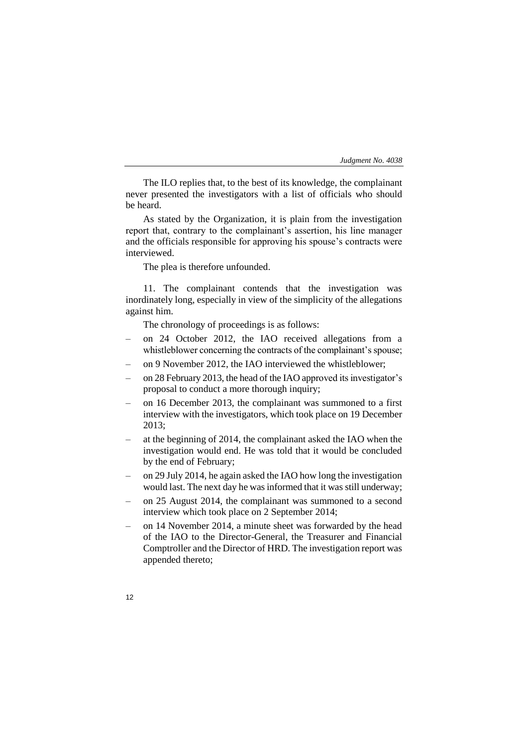The ILO replies that, to the best of its knowledge, the complainant never presented the investigators with a list of officials who should be heard.

As stated by the Organization, it is plain from the investigation report that, contrary to the complainant's assertion, his line manager and the officials responsible for approving his spouse's contracts were interviewed.

The plea is therefore unfounded.

11. The complainant contends that the investigation was inordinately long, especially in view of the simplicity of the allegations against him.

The chronology of proceedings is as follows:

- on 24 October 2012, the IAO received allegations from a whistleblower concerning the contracts of the complainant's spouse;
- on 9 November 2012, the IAO interviewed the whistleblower;
- on 28 February 2013, the head of the IAO approved its investigator's proposal to conduct a more thorough inquiry;
- on 16 December 2013, the complainant was summoned to a first interview with the investigators, which took place on 19 December 2013;
- at the beginning of 2014, the complainant asked the IAO when the investigation would end. He was told that it would be concluded by the end of February;
- on 29 July 2014, he again asked the IAO how long the investigation would last. The next day he was informed that it was still underway;
- on 25 August 2014, the complainant was summoned to a second interview which took place on 2 September 2014;
- on 14 November 2014, a minute sheet was forwarded by the head of the IAO to the Director-General, the Treasurer and Financial Comptroller and the Director of HRD. The investigation report was appended thereto;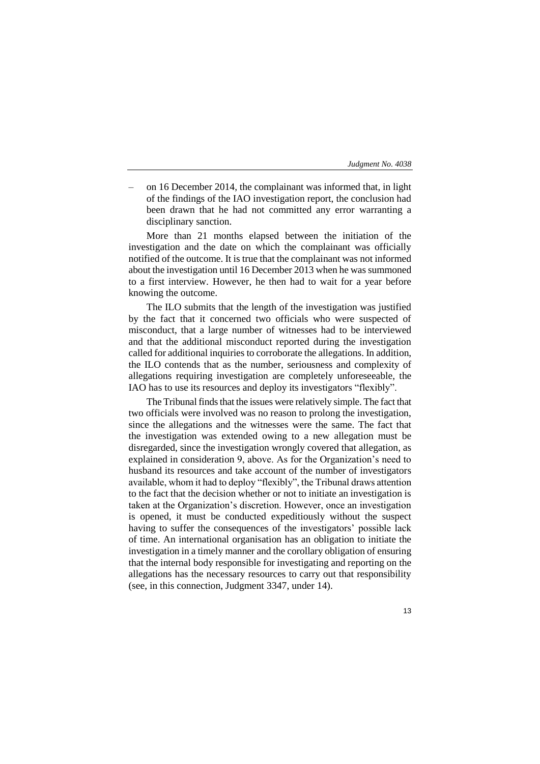– on 16 December 2014, the complainant was informed that, in light of the findings of the IAO investigation report, the conclusion had been drawn that he had not committed any error warranting a disciplinary sanction.

More than 21 months elapsed between the initiation of the investigation and the date on which the complainant was officially notified of the outcome. It is true that the complainant was not informed about the investigation until 16 December 2013 when he was summoned to a first interview. However, he then had to wait for a year before knowing the outcome.

The ILO submits that the length of the investigation was justified by the fact that it concerned two officials who were suspected of misconduct, that a large number of witnesses had to be interviewed and that the additional misconduct reported during the investigation called for additional inquiries to corroborate the allegations. In addition, the ILO contends that as the number, seriousness and complexity of allegations requiring investigation are completely unforeseeable, the IAO has to use its resources and deploy its investigators "flexibly".

The Tribunal finds that the issues were relatively simple. The fact that two officials were involved was no reason to prolong the investigation, since the allegations and the witnesses were the same. The fact that the investigation was extended owing to a new allegation must be disregarded, since the investigation wrongly covered that allegation, as explained in consideration 9, above. As for the Organization's need to husband its resources and take account of the number of investigators available, whom it had to deploy "flexibly", the Tribunal draws attention to the fact that the decision whether or not to initiate an investigation is taken at the Organization's discretion. However, once an investigation is opened, it must be conducted expeditiously without the suspect having to suffer the consequences of the investigators' possible lack of time. An international organisation has an obligation to initiate the investigation in a timely manner and the corollary obligation of ensuring that the internal body responsible for investigating and reporting on the allegations has the necessary resources to carry out that responsibility (see, in this connection, Judgment 3347, under 14).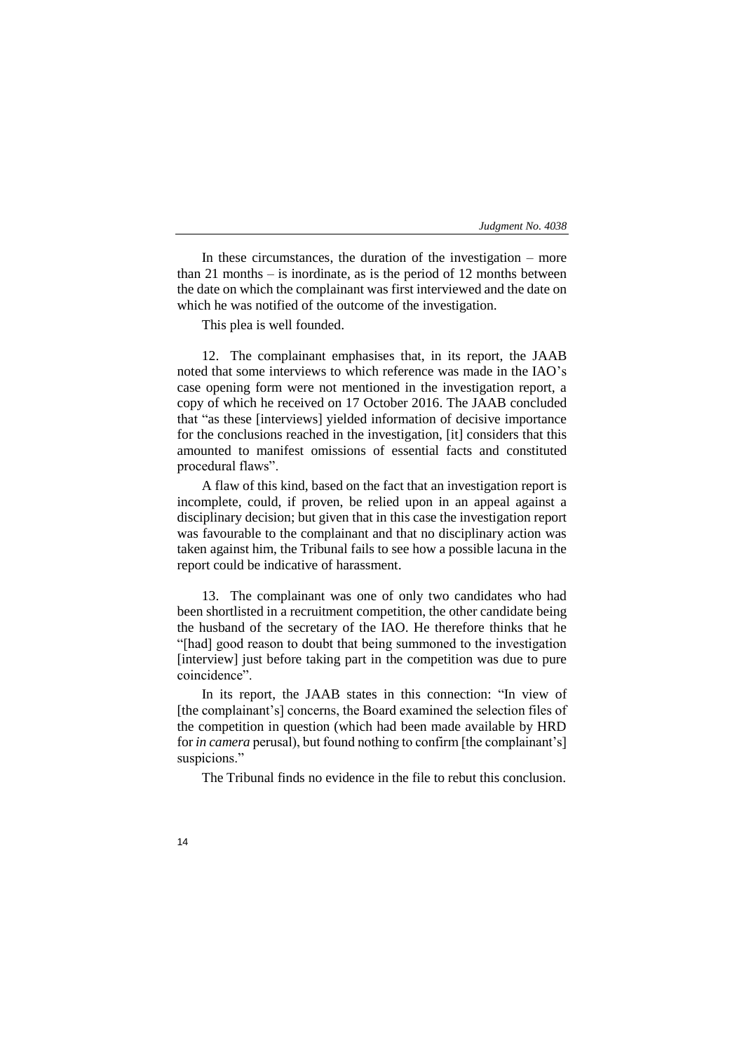In these circumstances, the duration of the investigation – more than 21 months – is inordinate, as is the period of 12 months between the date on which the complainant was first interviewed and the date on which he was notified of the outcome of the investigation.

This plea is well founded.

12. The complainant emphasises that, in its report, the JAAB noted that some interviews to which reference was made in the IAO's case opening form were not mentioned in the investigation report, a copy of which he received on 17 October 2016. The JAAB concluded that "as these [interviews] yielded information of decisive importance for the conclusions reached in the investigation, [it] considers that this amounted to manifest omissions of essential facts and constituted procedural flaws".

A flaw of this kind, based on the fact that an investigation report is incomplete, could, if proven, be relied upon in an appeal against a disciplinary decision; but given that in this case the investigation report was favourable to the complainant and that no disciplinary action was taken against him, the Tribunal fails to see how a possible lacuna in the report could be indicative of harassment.

13. The complainant was one of only two candidates who had been shortlisted in a recruitment competition, the other candidate being the husband of the secretary of the IAO. He therefore thinks that he "[had] good reason to doubt that being summoned to the investigation [interview] just before taking part in the competition was due to pure coincidence".

In its report, the JAAB states in this connection: "In view of [the complainant's] concerns, the Board examined the selection files of the competition in question (which had been made available by HRD for *in camera* perusal), but found nothing to confirm [the complainant's] suspicions."

The Tribunal finds no evidence in the file to rebut this conclusion.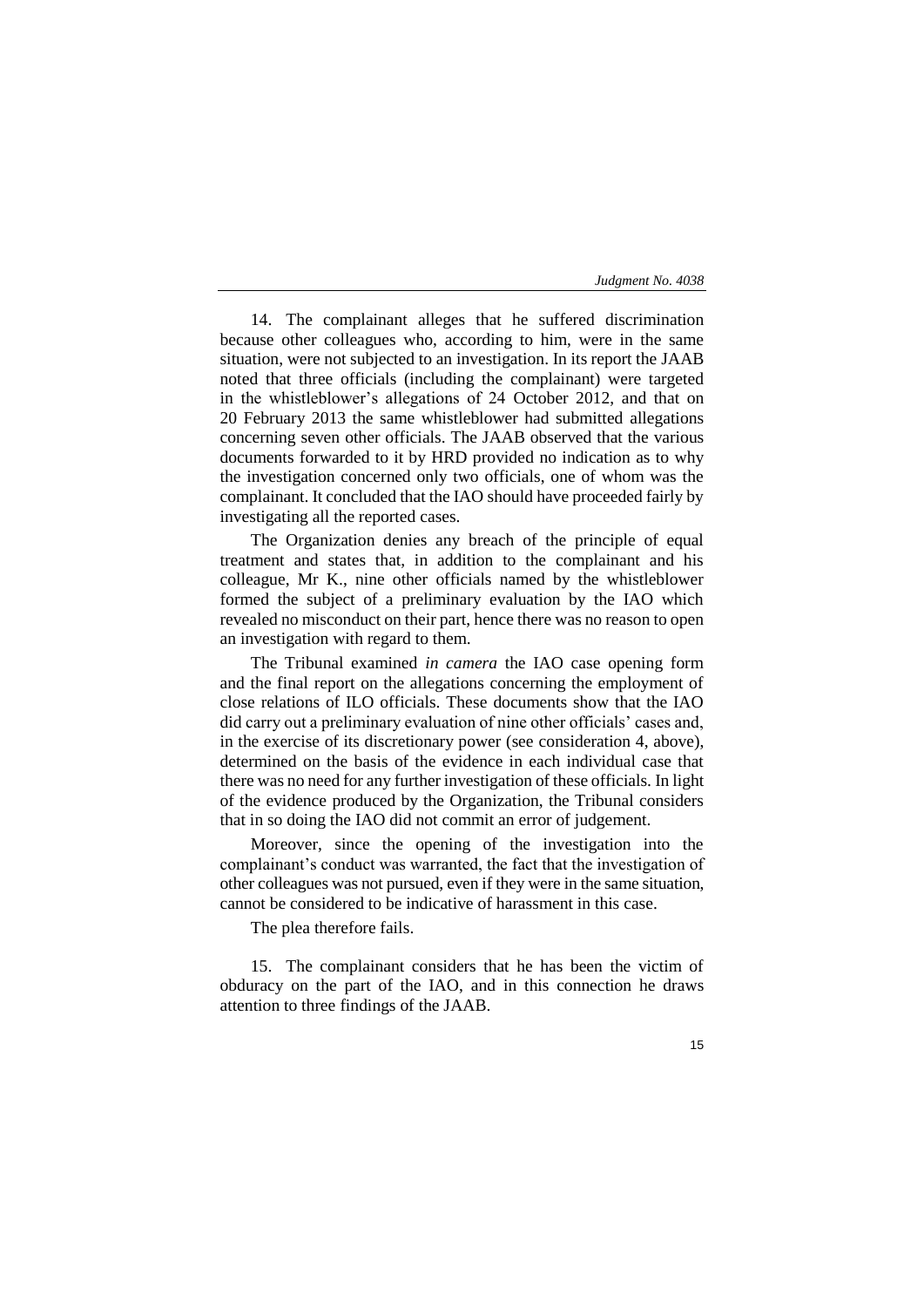14. The complainant alleges that he suffered discrimination because other colleagues who, according to him, were in the same situation, were not subjected to an investigation. In its report the JAAB noted that three officials (including the complainant) were targeted in the whistleblower's allegations of 24 October 2012, and that on 20 February 2013 the same whistleblower had submitted allegations concerning seven other officials. The JAAB observed that the various documents forwarded to it by HRD provided no indication as to why the investigation concerned only two officials, one of whom was the complainant. It concluded that the IAO should have proceeded fairly by investigating all the reported cases.

The Organization denies any breach of the principle of equal treatment and states that, in addition to the complainant and his colleague, Mr K., nine other officials named by the whistleblower formed the subject of a preliminary evaluation by the IAO which revealed no misconduct on their part, hence there was no reason to open an investigation with regard to them.

The Tribunal examined *in camera* the IAO case opening form and the final report on the allegations concerning the employment of close relations of ILO officials. These documents show that the IAO did carry out a preliminary evaluation of nine other officials' cases and, in the exercise of its discretionary power (see consideration 4, above), determined on the basis of the evidence in each individual case that there was no need for any further investigation of these officials. In light of the evidence produced by the Organization, the Tribunal considers that in so doing the IAO did not commit an error of judgement.

Moreover, since the opening of the investigation into the complainant's conduct was warranted, the fact that the investigation of other colleagues was not pursued, even if they were in the same situation, cannot be considered to be indicative of harassment in this case.

The plea therefore fails.

15. The complainant considers that he has been the victim of obduracy on the part of the IAO, and in this connection he draws attention to three findings of the JAAB.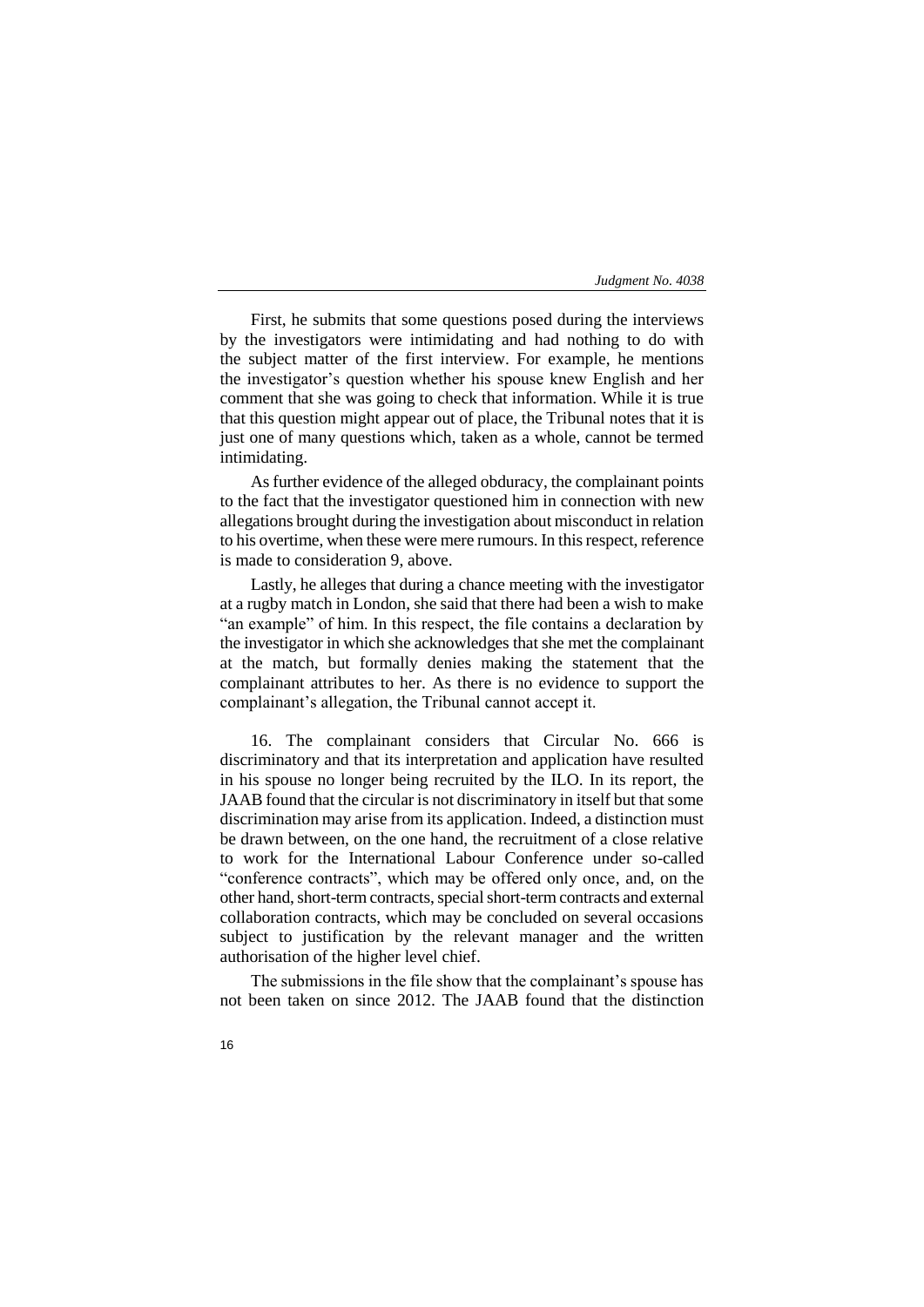First, he submits that some questions posed during the interviews by the investigators were intimidating and had nothing to do with the subject matter of the first interview. For example, he mentions the investigator's question whether his spouse knew English and her comment that she was going to check that information. While it is true that this question might appear out of place, the Tribunal notes that it is just one of many questions which, taken as a whole, cannot be termed intimidating.

As further evidence of the alleged obduracy, the complainant points to the fact that the investigator questioned him in connection with new allegations brought during the investigation about misconduct in relation to his overtime, when these were mere rumours. In this respect, reference is made to consideration 9, above.

Lastly, he alleges that during a chance meeting with the investigator at a rugby match in London, she said that there had been a wish to make "an example" of him. In this respect, the file contains a declaration by the investigator in which she acknowledges that she met the complainant at the match, but formally denies making the statement that the complainant attributes to her. As there is no evidence to support the complainant's allegation, the Tribunal cannot accept it.

16. The complainant considers that Circular No. 666 is discriminatory and that its interpretation and application have resulted in his spouse no longer being recruited by the ILO. In its report, the JAAB found that the circular is not discriminatory in itself but that some discrimination may arise from its application. Indeed, a distinction must be drawn between, on the one hand, the recruitment of a close relative to work for the International Labour Conference under so-called "conference contracts", which may be offered only once, and, on the other hand, short-term contracts, special short-term contracts and external collaboration contracts, which may be concluded on several occasions subject to justification by the relevant manager and the written authorisation of the higher level chief.

The submissions in the file show that the complainant's spouse has not been taken on since 2012. The JAAB found that the distinction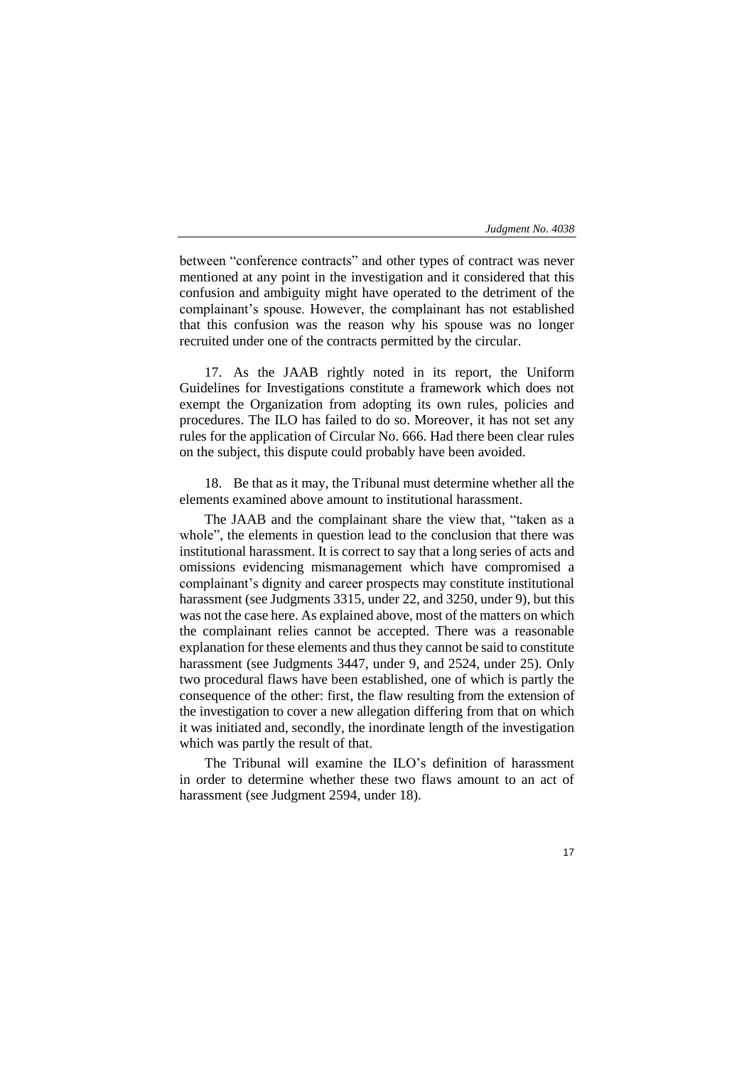between “conference contracts” and other types of contract was never mentioned at any point in the investigation and it considered that this confusion and ambiguity might have operated to the detriment of the complainant’s spouse. However, the complainant has not established that this confusion was the reason why his spouse was no longer recruited under one of the contracts permitted by the circular.

17. As the JAAB rightly noted in its report, the Uniform Guidelines for Investigations constitute a framework which does not exempt the Organization from adopting its own rules, policies and procedures. The ILO has failed to do so. Moreover, it has not set any rules for the application of Circular No. 666. Had there been clear rules on the subject, this dispute could probably have been avoided.

18. Be that as it may, the Tribunal must determine whether all the elements examined above amount to institutional harassment.

The JAAB and the complainant share the view that, “taken as a whole”, the elements in question lead to the conclusion that there was institutional harassment. It is correct to say that a long series of acts and omissions evidencing mismanagement which have compromised a complainant’s dignity and career prospects may constitute institutional harassment (see Judgments 3315, under 22, and 3250, under 9), but this was not the case here. As explained above, most of the matters on which the complainant relies cannot be accepted. There was a reasonable explanation for these elements and thus they cannot be said to constitute harassment (see Judgments 3447, under 9, and 2524, under 25). Only two procedural flaws have been established, one of which is partly the consequence of the other: first, the flaw resulting from the extension of the investigation to cover a new allegation differing from that on which it was initiated and, secondly, the inordinate length of the investigation which was partly the result of that.

The Tribunal will examine the ILO’s definition of harassment in order to determine whether these two flaws amount to an act of harassment (see Judgment 2594, under 18).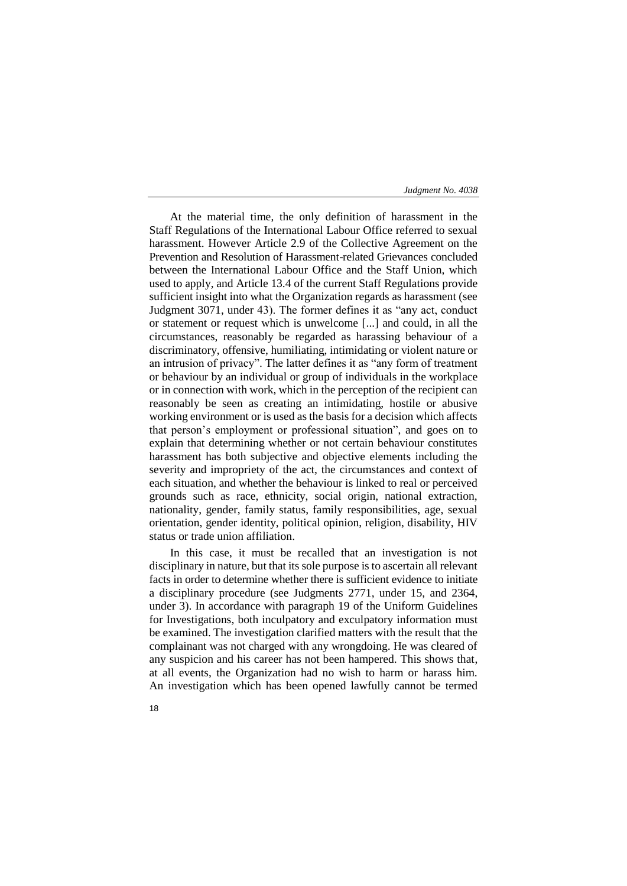At the material time, the only definition of harassment in the Staff Regulations of the International Labour Office referred to sexual harassment. However Article 2.9 of the Collective Agreement on the Prevention and Resolution of Harassment-related Grievances concluded between the International Labour Office and the Staff Union, which used to apply, and Article 13.4 of the current Staff Regulations provide sufficient insight into what the Organization regards as harassment (see Judgment 3071, under 43). The former defines it as "any act, conduct or statement or request which is unwelcome [...] and could, in all the circumstances, reasonably be regarded as harassing behaviour of a discriminatory, offensive, humiliating, intimidating or violent nature or an intrusion of privacy". The latter defines it as "any form of treatment or behaviour by an individual or group of individuals in the workplace or in connection with work, which in the perception of the recipient can reasonably be seen as creating an intimidating, hostile or abusive working environment or is used as the basis for a decision which affects that person's employment or professional situation", and goes on to explain that determining whether or not certain behaviour constitutes harassment has both subjective and objective elements including the severity and impropriety of the act, the circumstances and context of each situation, and whether the behaviour is linked to real or perceived grounds such as race, ethnicity, social origin, national extraction, nationality, gender, family status, family responsibilities, age, sexual orientation, gender identity, political opinion, religion, disability, HIV status or trade union affiliation.

In this case, it must be recalled that an investigation is not disciplinary in nature, but that its sole purpose is to ascertain all relevant facts in order to determine whether there is sufficient evidence to initiate a disciplinary procedure (see Judgments 2771, under 15, and 2364, under 3). In accordance with paragraph 19 of the Uniform Guidelines for Investigations, both inculpatory and exculpatory information must be examined. The investigation clarified matters with the result that the complainant was not charged with any wrongdoing. He was cleared of any suspicion and his career has not been hampered. This shows that, at all events, the Organization had no wish to harm or harass him. An investigation which has been opened lawfully cannot be termed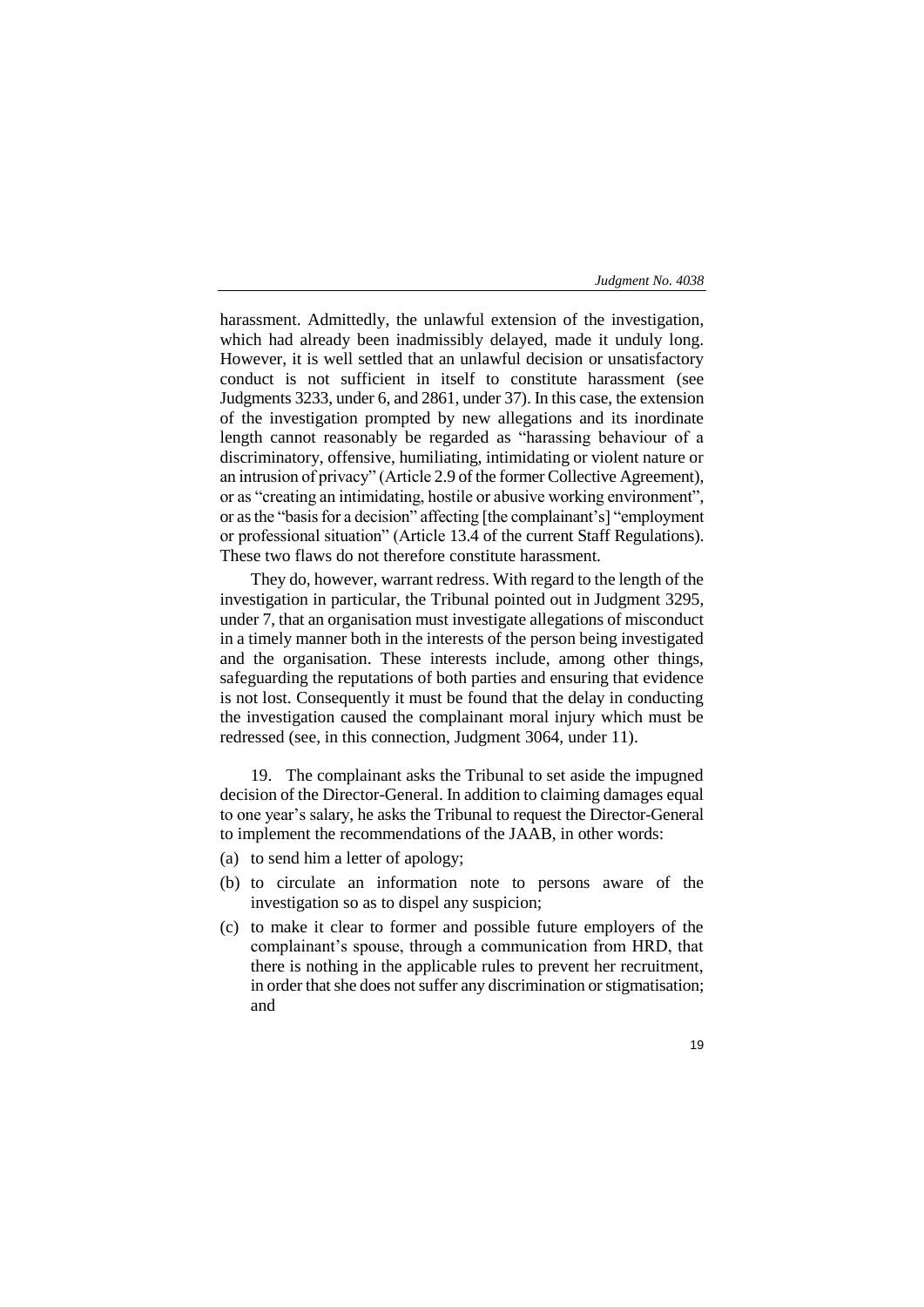harassment. Admittedly, the unlawful extension of the investigation, which had already been inadmissibly delayed, made it unduly long. However, it is well settled that an unlawful decision or unsatisfactory conduct is not sufficient in itself to constitute harassment (see Judgments 3233, under 6, and 2861, under 37). In this case, the extension of the investigation prompted by new allegations and its inordinate length cannot reasonably be regarded as "harassing behaviour of a discriminatory, offensive, humiliating, intimidating or violent nature or an intrusion of privacy" (Article 2.9 of the former Collective Agreement), or as "creating an intimidating, hostile or abusive working environment", or as the "basis for a decision" affecting [the complainant's] "employment or professional situation" (Article 13.4 of the current Staff Regulations). These two flaws do not therefore constitute harassment.

They do, however, warrant redress. With regard to the length of the investigation in particular, the Tribunal pointed out in Judgment 3295, under 7, that an organisation must investigate allegations of misconduct in a timely manner both in the interests of the person being investigated and the organisation. These interests include, among other things, safeguarding the reputations of both parties and ensuring that evidence is not lost. Consequently it must be found that the delay in conducting the investigation caused the complainant moral injury which must be redressed (see, in this connection, Judgment 3064, under 11).

19. The complainant asks the Tribunal to set aside the impugned decision of the Director-General. In addition to claiming damages equal to one year's salary, he asks the Tribunal to request the Director-General to implement the recommendations of the JAAB, in other words:

(a) to send him a letter of apology;

(b) to circulate an information note to persons aware of the investigation so as to dispel any suspicion;

(c) to make it clear to former and possible future employers of the complainant's spouse, through a communication from HRD, that there is nothing in the applicable rules to prevent her recruitment, in order that she does not suffer any discrimination or stigmatisation; and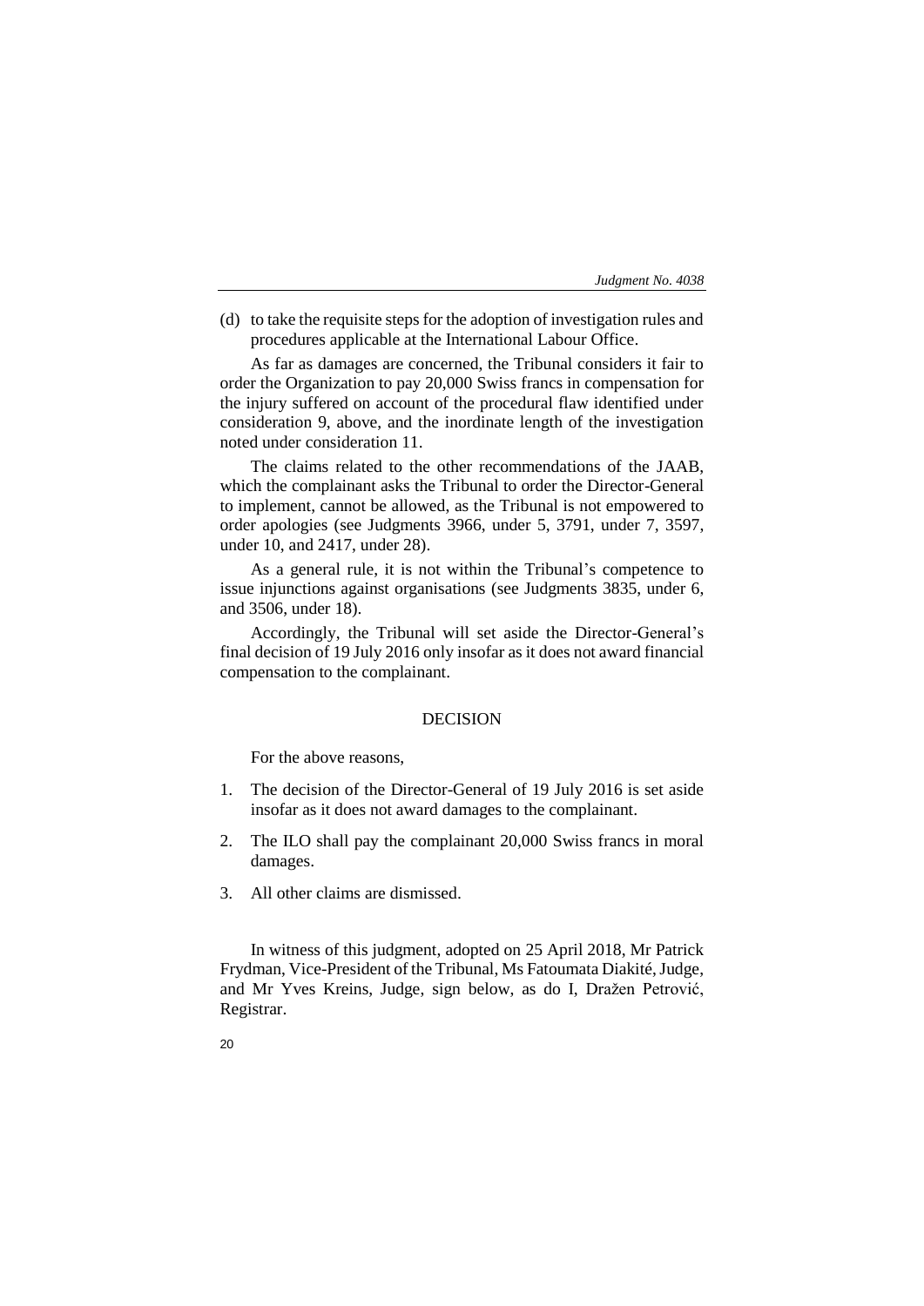(d) to take the requisite steps for the adoption of investigation rules and procedures applicable at the International Labour Office.

As far as damages are concerned, the Tribunal considers it fair to order the Organization to pay 20,000 Swiss francs in compensation for the injury suffered on account of the procedural flaw identified under consideration 9, above, and the inordinate length of the investigation noted under consideration 11.

The claims related to the other recommendations of the JAAB, which the complainant asks the Tribunal to order the Director-General to implement, cannot be allowed, as the Tribunal is not empowered to order apologies (see Judgments 3966, under 5, 3791, under 7, 3597, under 10, and 2417, under 28).

As a general rule, it is not within the Tribunal's competence to issue injunctions against organisations (see Judgments 3835, under 6, and 3506, under 18).

Accordingly, the Tribunal will set aside the Director-General's final decision of 19 July 2016 only insofar as it does not award financial compensation to the complainant.

## DECISION

For the above reasons,

1. The decision of the Director-General of 19 July 2016 is set aside insofar as it does not award damages to the complainant.
2. The ILO shall pay the complainant 20,000 Swiss francs in moral damages.
3. All other claims are dismissed.

In witness of this judgment, adopted on 25 April 2018, Mr Patrick Frydman, Vice-President of the Tribunal, Ms Fatoumata Diakité, Judge, and Mr Yves Kreins, Judge, sign below, as do I, Dražen Petrović, Registrar.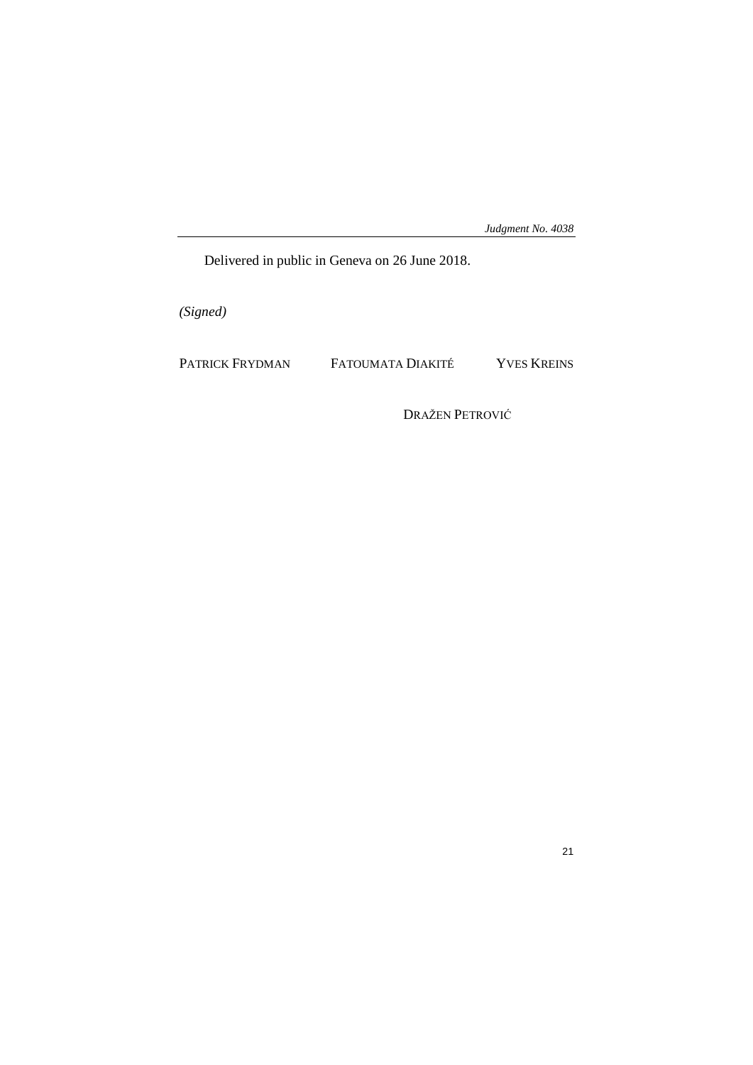Delivered in public in Geneva on 26 June 2018.

*(Signed)*

PATRICK FRYDMAN FATOUMATA DIAKITÉ YVES KREINS

DRAŽEN PETROVIĆ